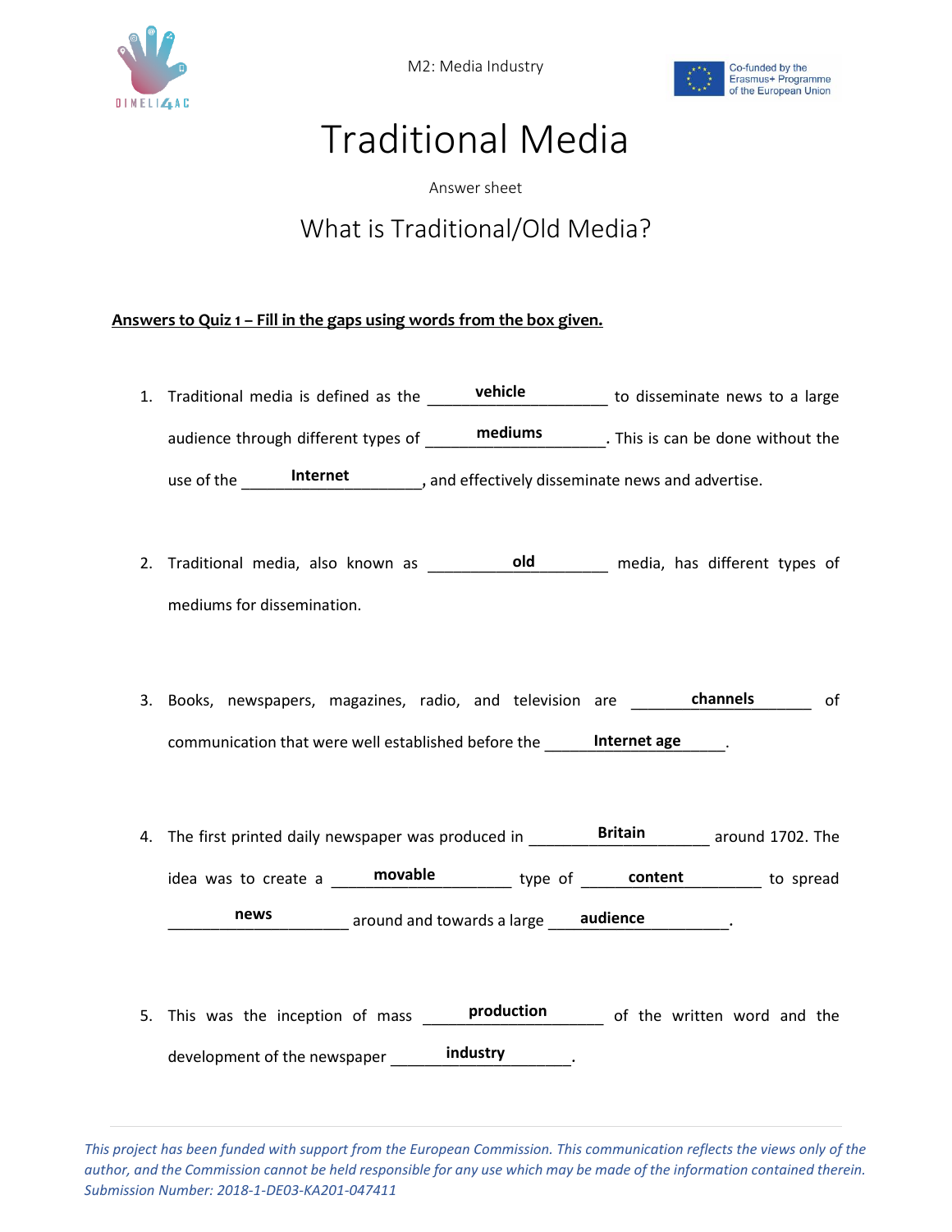# Traditional Media

Answer sheet

## What is Traditional/Old Media?

**Answers to Quiz 1 – Fill in the gaps using words from the box given.**

1. Traditional media is defined as the ____**vehicle**____ to disseminate news to a large audience through different types of ____**mediums**____. This is can be done without the use of the ____**Internet**____, and effectively disseminate news and advertise.

2. Traditional media, also known as ____**old**____ media, has different types of mediums for dissemination.

3. Books, newspapers, magazines, radio, and television are ____**channels**____ of communication that were well established before the ____**Internet age**____.

4. The first printed daily newspaper was produced in ____**Britain**____ around 1702. The idea was to create a ____**movable**____ type of ____**content**____ to spread ____**news**____ around and towards a large ____**audience**____.

5. This was the inception of mass ____**production**____ of the written word and the development of the newspaper ____**industry**____.

*This project has been funded with support from the European Commission. This communication reflects the views only of the author, and the Commission cannot be held responsible for any use which may be made of the information contained therein. Submission Number: 2018-1-DE03-KA201-047411*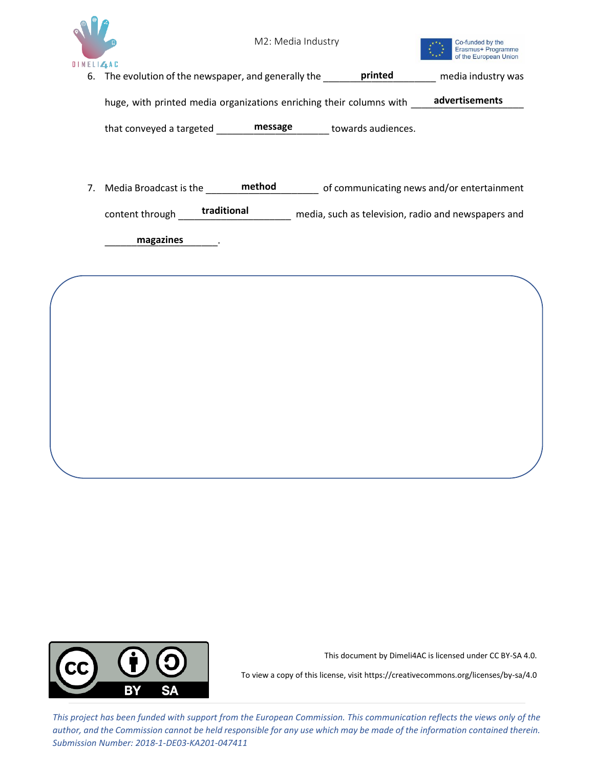6. The evolution of the newspaper, and generally the ________**printed**________ media industry was huge, with printed media organizations enriching their columns with ______**advertisements**______ that conveyed a targeted ________**message**________ towards audiences.

7. Media Broadcast is the ________**method**________ of communicating news and/or entertainment content through ______**traditional**______ media, such as television, radio and newspapers and ______**magazines**______.

This document by Dimeli4AC is licensed under CC BY-SA 4.0.

To view a copy of this license, visit https://creativecommons.org/licenses/by-sa/4.0

*This project has been funded with support from the European Commission. This communication reflects the views only of the author, and the Commission cannot be held responsible for any use which may be made of the information contained therein. Submission Number: 2018-1-DE03-KA201-047411*